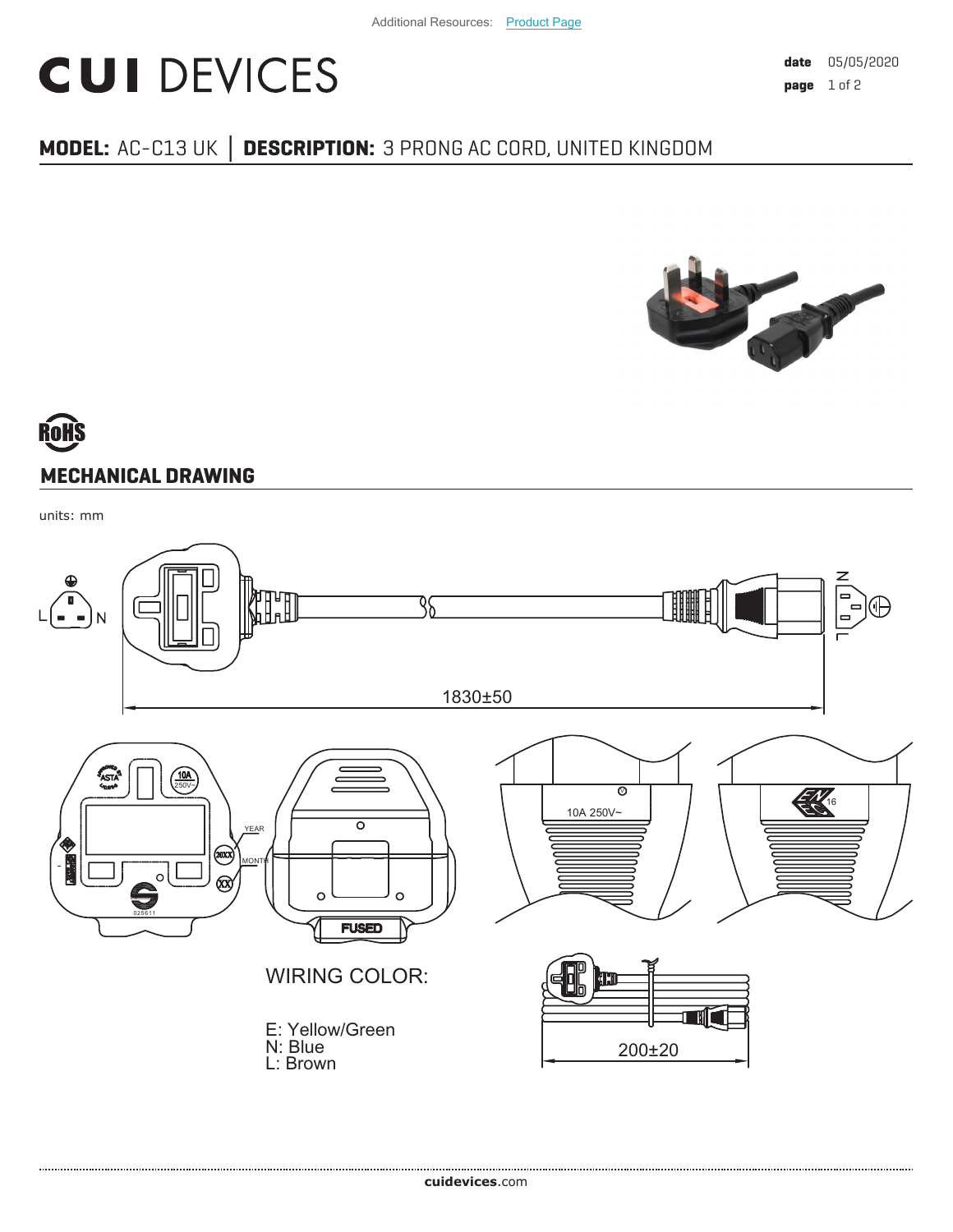Additional Resources: Product Page

# CUI DEVICES

date 05/05/2020

**MODEL:** AC-C13 UK | **DESCRIPTION:** 3 PRONG AC CORD, UNITED KINGDOM

RoHS

## MECHANICAL DRAWING

units: mm

1830±50

10A 250V~

FUSED

YEAR

MONTH

16

WIRING COLOR:

E: Yellow/Green
N: Blue
L: Brown

200±20

cuidevices.com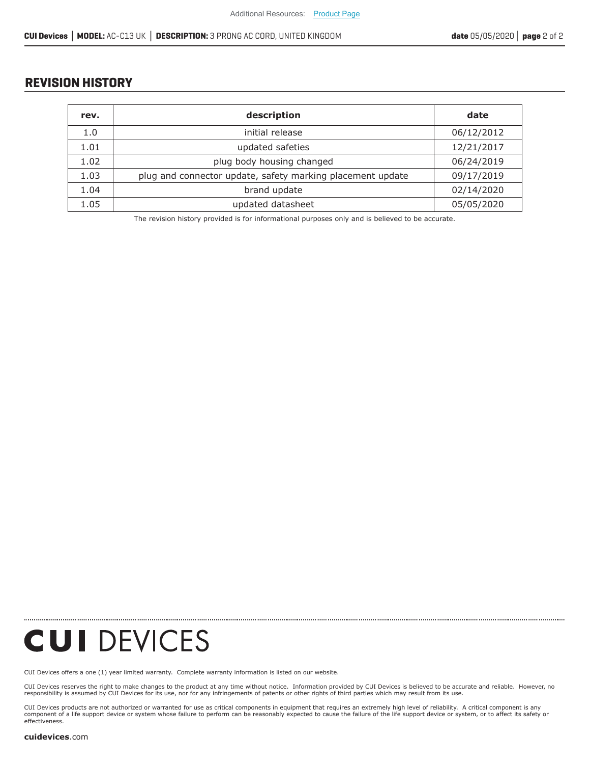## REVISION HISTORY

| rev. | description | date |
|---|---|---|
| 1.0 | initial release | 06/12/2012 |
| 1.01 | updated safeties | 12/21/2017 |
| 1.02 | plug body housing changed | 06/24/2019 |
| 1.03 | plug and connector update, safety marking placement update | 09/17/2019 |
| 1.04 | brand update | 02/14/2020 |
| 1.05 | updated datasheet | 05/05/2020 |

The revision history provided is for informational purposes only and is believed to be accurate.

**CUI DEVICES**

CUI Devices offers a one (1) year limited warranty. Complete warranty information is listed on our website.

CUI Devices reserves the right to make changes to the product at any time without notice. Information provided by CUI Devices is believed to be accurate and reliable. However, no responsibility is assumed by CUI Devices for its use, nor for any infringements of patents or other rights of third parties which may result from its use.

CUI Devices products are not authorized or warranted for use as critical components in equipment that requires an extremely high level of reliability. A critical component is any component of a life support device or system whose failure to perform can be reasonably expected to cause the failure of the life support device or system, or to affect its safety or effectiveness.

**cuidevices**.com